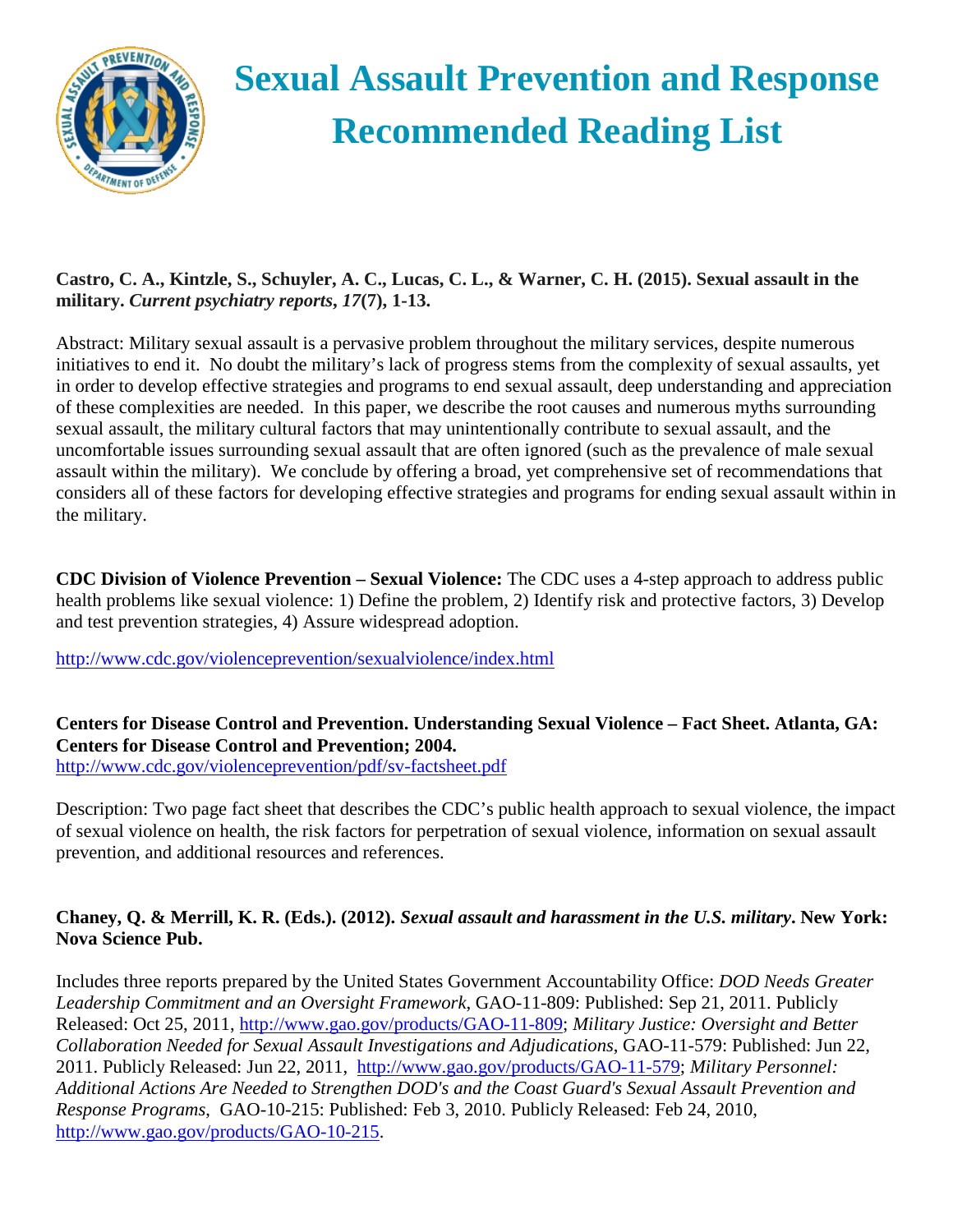# Sexual Assault Prevention and Response Recommended Reading List

**Castro, C. A., Kintzle, S., Schuyler, A. C., Lucas, C. L., & Warner, C. H. (2015). Sexual assault in the military. *Current psychiatry reports*, *17*(7), 1-13.**

Abstract: Military sexual assault is a pervasive problem throughout the military services, despite numerous initiatives to end it. No doubt the military's lack of progress stems from the complexity of sexual assaults, yet in order to develop effective strategies and programs to end sexual assault, deep understanding and appreciation of these complexities are needed. In this paper, we describe the root causes and numerous myths surrounding sexual assault, the military cultural factors that may unintentionally contribute to sexual assault, and the uncomfortable issues surrounding sexual assault that are often ignored (such as the prevalence of male sexual assault within the military). We conclude by offering a broad, yet comprehensive set of recommendations that considers all of these factors for developing effective strategies and programs for ending sexual assault within in the military.

**CDC Division of Violence Prevention – Sexual Violence:** The CDC uses a 4-step approach to address public health problems like sexual violence: 1) Define the problem, 2) Identify risk and protective factors, 3) Develop and test prevention strategies, 4) Assure widespread adoption.

http://www.cdc.gov/violenceprevention/sexualviolence/index.html

**Centers for Disease Control and Prevention. Understanding Sexual Violence – Fact Sheet. Atlanta, GA: Centers for Disease Control and Prevention; 2004.**
http://www.cdc.gov/violenceprevention/pdf/sv-factsheet.pdf

Description: Two page fact sheet that describes the CDC's public health approach to sexual violence, the impact of sexual violence on health, the risk factors for perpetration of sexual violence, information on sexual assault prevention, and additional resources and references.

**Chaney, Q. & Merrill, K. R. (Eds.). (2012). *Sexual assault and harassment in the U.S. military*. New York: Nova Science Pub.**

Includes three reports prepared by the United States Government Accountability Office: *DOD Needs Greater Leadership Commitment and an Oversight Framework*, GAO-11-809: Published: Sep 21, 2011. Publicly Released: Oct 25, 2011, http://www.gao.gov/products/GAO-11-809; *Military Justice: Oversight and Better Collaboration Needed for Sexual Assault Investigations and Adjudications*, GAO-11-579: Published: Jun 22, 2011. Publicly Released: Jun 22, 2011, http://www.gao.gov/products/GAO-11-579; *Military Personnel: Additional Actions Are Needed to Strengthen DOD's and the Coast Guard's Sexual Assault Prevention and Response Programs*, GAO-10-215: Published: Feb 3, 2010. Publicly Released: Feb 24, 2010, http://www.gao.gov/products/GAO-10-215.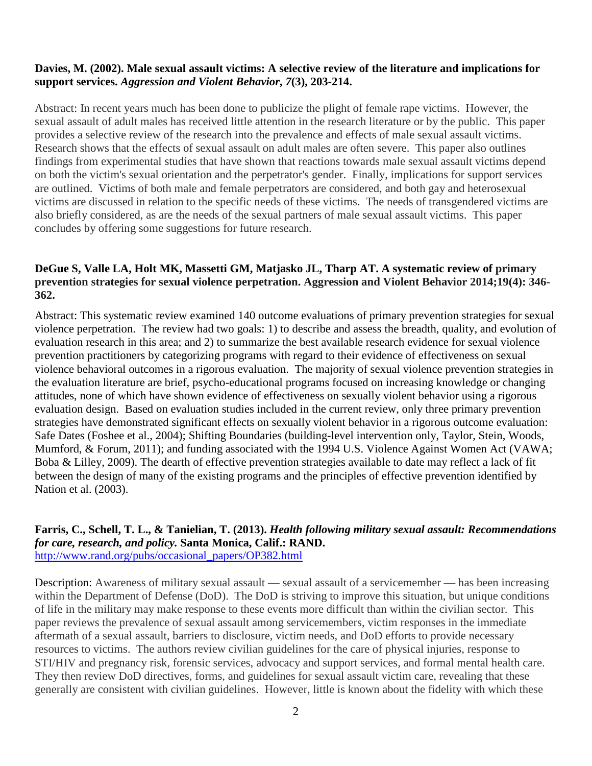**Davies, M. (2002). Male sexual assault victims: A selective review of the literature and implications for support services.** ***Aggression and Violent Behavior, 7*****(3), 203-214.**

Abstract: In recent years much has been done to publicize the plight of female rape victims. However, the sexual assault of adult males has received little attention in the research literature or by the public. This paper provides a selective review of the research into the prevalence and effects of male sexual assault victims. Research shows that the effects of sexual assault on adult males are often severe. This paper also outlines findings from experimental studies that have shown that reactions towards male sexual assault victims depend on both the victim's sexual orientation and the perpetrator's gender. Finally, implications for support services are outlined. Victims of both male and female perpetrators are considered, and both gay and heterosexual victims are discussed in relation to the specific needs of these victims. The needs of transgendered victims are also briefly considered, as are the needs of the sexual partners of male sexual assault victims. This paper concludes by offering some suggestions for future research.

**DeGue S, Valle LA, Holt MK, Massetti GM, Matjasko JL, Tharp AT. A systematic review of primary prevention strategies for sexual violence perpetration. Aggression and Violent Behavior 2014;19(4): 346-362.**

Abstract: This systematic review examined 140 outcome evaluations of primary prevention strategies for sexual violence perpetration. The review had two goals: 1) to describe and assess the breadth, quality, and evolution of evaluation research in this area; and 2) to summarize the best available research evidence for sexual violence prevention practitioners by categorizing programs with regard to their evidence of effectiveness on sexual violence behavioral outcomes in a rigorous evaluation. The majority of sexual violence prevention strategies in the evaluation literature are brief, psycho-educational programs focused on increasing knowledge or changing attitudes, none of which have shown evidence of effectiveness on sexually violent behavior using a rigorous evaluation design. Based on evaluation studies included in the current review, only three primary prevention strategies have demonstrated significant effects on sexually violent behavior in a rigorous outcome evaluation: Safe Dates (Foshee et al., 2004); Shifting Boundaries (building-level intervention only, Taylor, Stein, Woods, Mumford, & Forum, 2011); and funding associated with the 1994 U.S. Violence Against Women Act (VAWA; Boba & Lilley, 2009). The dearth of effective prevention strategies available to date may reflect a lack of fit between the design of many of the existing programs and the principles of effective prevention identified by Nation et al. (2003).

**Farris, C., Schell, T. L., & Tanielian, T. (2013).** ***Health following military sexual assault: Recommendations for care, research, and policy.*** **Santa Monica, Calif.: RAND.**
[http://www.rand.org/pubs/occasional_papers/OP382.html](http://www.rand.org/pubs/occasional_papers/OP382.html)

Description: Awareness of military sexual assault — sexual assault of a servicemember — has been increasing within the Department of Defense (DoD). The DoD is striving to improve this situation, but unique conditions of life in the military may make response to these events more difficult than within the civilian sector. This paper reviews the prevalence of sexual assault among servicemembers, victim responses in the immediate aftermath of a sexual assault, barriers to disclosure, victim needs, and DoD efforts to provide necessary resources to victims. The authors review civilian guidelines for the care of physical injuries, response to STI/HIV and pregnancy risk, forensic services, advocacy and support services, and formal mental health care. They then review DoD directives, forms, and guidelines for sexual assault victim care, revealing that these generally are consistent with civilian guidelines. However, little is known about the fidelity with which these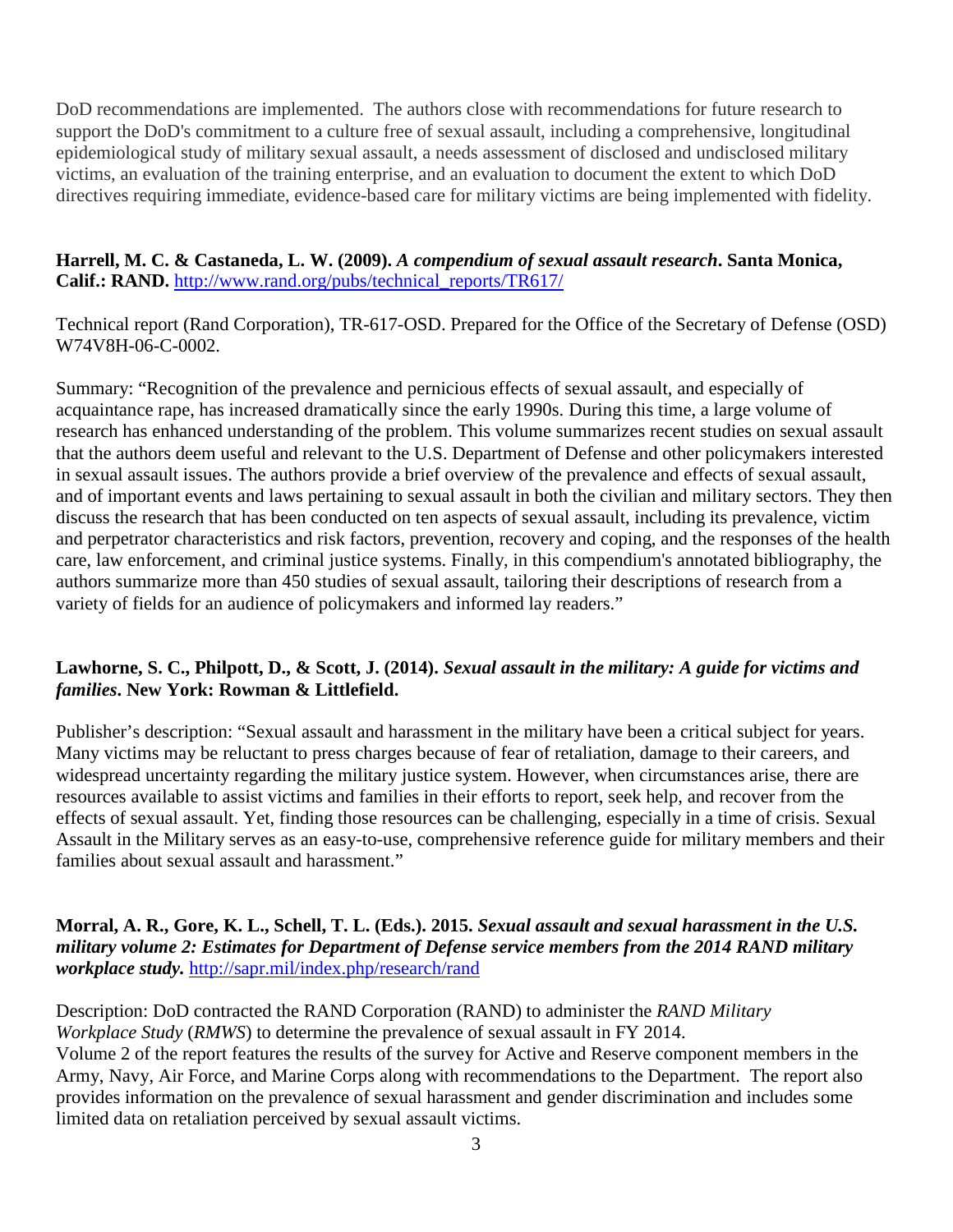DoD recommendations are implemented. The authors close with recommendations for future research to support the DoD's commitment to a culture free of sexual assault, including a comprehensive, longitudinal epidemiological study of military sexual assault, a needs assessment of disclosed and undisclosed military victims, an evaluation of the training enterprise, and an evaluation to document the extent to which DoD directives requiring immediate, evidence-based care for military victims are being implemented with fidelity.

**Harrell, M. C. & Castaneda, L. W. (2009).** ***A compendium of sexual assault research*****. Santa Monica, Calif.: RAND.** [http://www.rand.org/pubs/technical_reports/TR617/](http://www.rand.org/pubs/technical_reports/TR617/)

Technical report (Rand Corporation), TR-617-OSD. Prepared for the Office of the Secretary of Defense (OSD) W74V8H-06-C-0002.

Summary: "Recognition of the prevalence and pernicious effects of sexual assault, and especially of acquaintance rape, has increased dramatically since the early 1990s. During this time, a large volume of research has enhanced understanding of the problem. This volume summarizes recent studies on sexual assault that the authors deem useful and relevant to the U.S. Department of Defense and other policymakers interested in sexual assault issues. The authors provide a brief overview of the prevalence and effects of sexual assault, and of important events and laws pertaining to sexual assault in both the civilian and military sectors. They then discuss the research that has been conducted on ten aspects of sexual assault, including its prevalence, victim and perpetrator characteristics and risk factors, prevention, recovery and coping, and the responses of the health care, law enforcement, and criminal justice systems. Finally, in this compendium's annotated bibliography, the authors summarize more than 450 studies of sexual assault, tailoring their descriptions of research from a variety of fields for an audience of policymakers and informed lay readers."

**Lawhorne, S. C., Philpott, D., & Scott, J. (2014).** ***Sexual assault in the military: A guide for victims and families*****. New York: Rowman & Littlefield.**

Publisher's description: "Sexual assault and harassment in the military have been a critical subject for years. Many victims may be reluctant to press charges because of fear of retaliation, damage to their careers, and widespread uncertainty regarding the military justice system. However, when circumstances arise, there are resources available to assist victims and families in their efforts to report, seek help, and recover from the effects of sexual assault. Yet, finding those resources can be challenging, especially in a time of crisis. Sexual Assault in the Military serves as an easy-to-use, comprehensive reference guide for military members and their families about sexual assault and harassment."

**Morral, A. R., Gore, K. L., Schell, T. L. (Eds.). 2015.** ***Sexual assault and sexual harassment in the U.S. military volume 2: Estimates for Department of Defense service members from the 2014 RAND military workplace study.*** [http://sapr.mil/index.php/research/rand](http://sapr.mil/index.php/research/rand)

Description: DoD contracted the RAND Corporation (RAND) to administer the *RAND Military Workplace Study* (*RMWS*) to determine the prevalence of sexual assault in FY 2014.
Volume 2 of the report features the results of the survey for Active and Reserve component members in the Army, Navy, Air Force, and Marine Corps along with recommendations to the Department. The report also provides information on the prevalence of sexual harassment and gender discrimination and includes some limited data on retaliation perceived by sexual assault victims.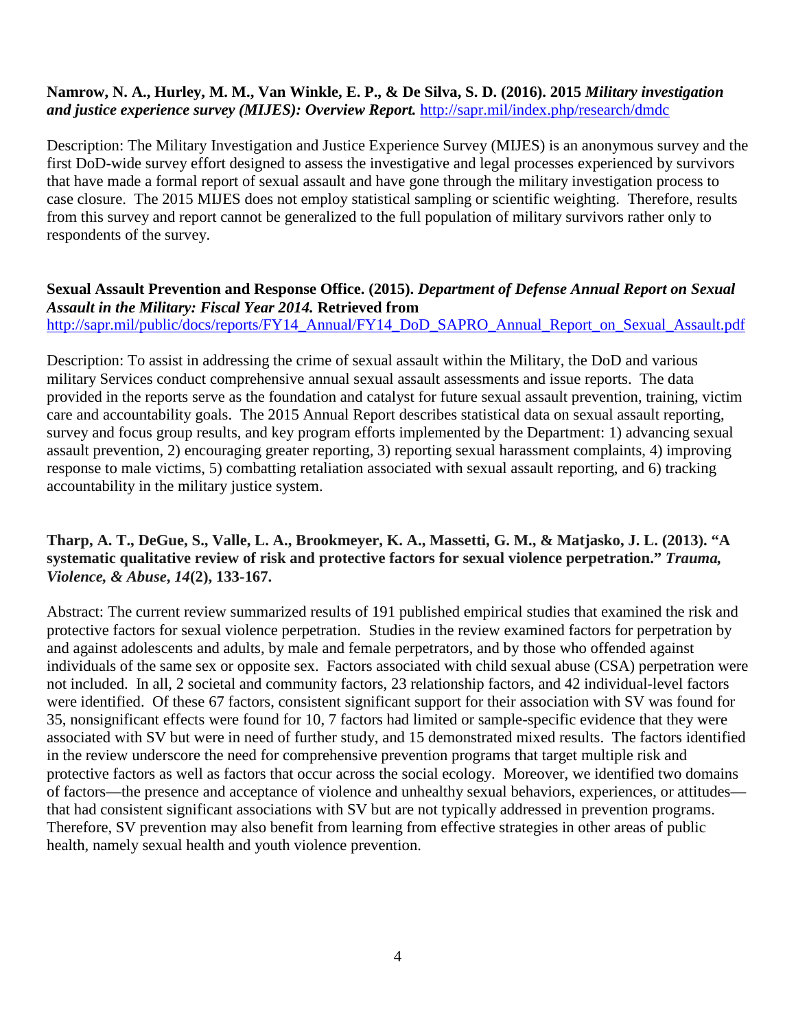**Namrow, N. A., Hurley, M. M., Van Winkle, E. P., & De Silva, S. D. (2016). 2015 *Military investigation and justice experience survey (MIJES): Overview Report.*** http://sapr.mil/index.php/research/dmdc

Description: The Military Investigation and Justice Experience Survey (MIJES) is an anonymous survey and the first DoD-wide survey effort designed to assess the investigative and legal processes experienced by survivors that have made a formal report of sexual assault and have gone through the military investigation process to case closure. The 2015 MIJES does not employ statistical sampling or scientific weighting. Therefore, results from this survey and report cannot be generalized to the full population of military survivors rather only to respondents of the survey.

**Sexual Assault Prevention and Response Office. (2015).** ***Department of Defense Annual Report on Sexual Assault in the Military: Fiscal Year 2014.*** **Retrieved from** http://sapr.mil/public/docs/reports/FY14_Annual/FY14_DoD_SAPRO_Annual_Report_on_Sexual_Assault.pdf

Description: To assist in addressing the crime of sexual assault within the Military, the DoD and various military Services conduct comprehensive annual sexual assault assessments and issue reports. The data provided in the reports serve as the foundation and catalyst for future sexual assault prevention, training, victim care and accountability goals. The 2015 Annual Report describes statistical data on sexual assault reporting, survey and focus group results, and key program efforts implemented by the Department: 1) advancing sexual assault prevention, 2) encouraging greater reporting, 3) reporting sexual harassment complaints, 4) improving response to male victims, 5) combatting retaliation associated with sexual assault reporting, and 6) tracking accountability in the military justice system.

**Tharp, A. T., DeGue, S., Valle, L. A., Brookmeyer, K. A., Massetti, G. M., & Matjasko, J. L. (2013). "A systematic qualitative review of risk and protective factors for sexual violence perpetration."** ***Trauma, Violence, & Abuse*, *14*(2), 133-167.**

Abstract: The current review summarized results of 191 published empirical studies that examined the risk and protective factors for sexual violence perpetration. Studies in the review examined factors for perpetration by and against adolescents and adults, by male and female perpetrators, and by those who offended against individuals of the same sex or opposite sex. Factors associated with child sexual abuse (CSA) perpetration were not included. In all, 2 societal and community factors, 23 relationship factors, and 42 individual-level factors were identified. Of these 67 factors, consistent significant support for their association with SV was found for 35, nonsignificant effects were found for 10, 7 factors had limited or sample-specific evidence that they were associated with SV but were in need of further study, and 15 demonstrated mixed results. The factors identified in the review underscore the need for comprehensive prevention programs that target multiple risk and protective factors as well as factors that occur across the social ecology. Moreover, we identified two domains of factors—the presence and acceptance of violence and unhealthy sexual behaviors, experiences, or attitudes—that had consistent significant associations with SV but are not typically addressed in prevention programs. Therefore, SV prevention may also benefit from learning from effective strategies in other areas of public health, namely sexual health and youth violence prevention.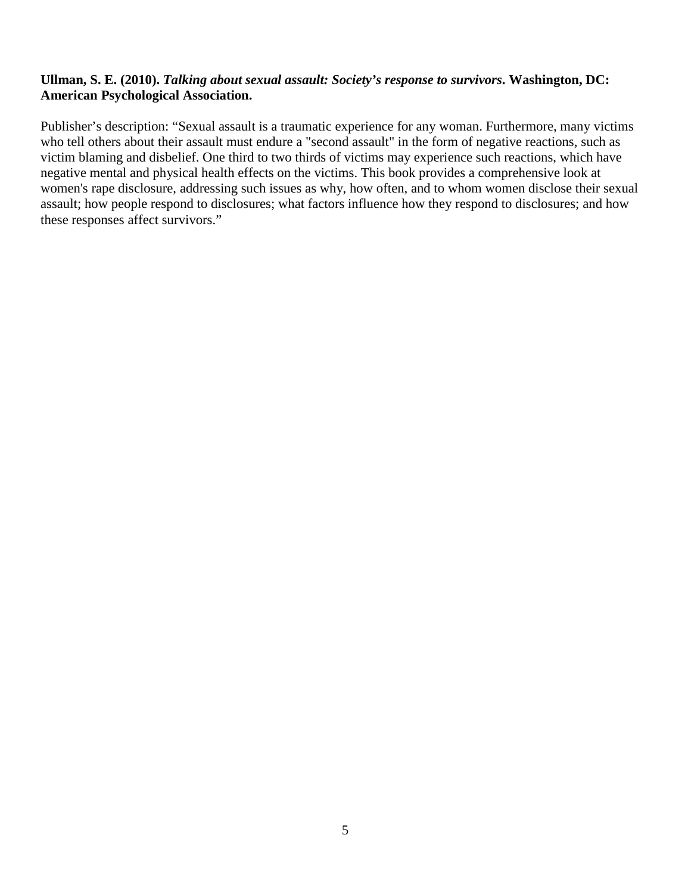**Ullman, S. E. (2010). *Talking about sexual assault: Society's response to survivors*. Washington, DC: American Psychological Association.**

Publisher's description: "Sexual assault is a traumatic experience for any woman. Furthermore, many victims who tell others about their assault must endure a "second assault" in the form of negative reactions, such as victim blaming and disbelief. One third to two thirds of victims may experience such reactions, which have negative mental and physical health effects on the victims. This book provides a comprehensive look at women's rape disclosure, addressing such issues as why, how often, and to whom women disclose their sexual assault; how people respond to disclosures; what factors influence how they respond to disclosures; and how these responses affect survivors."